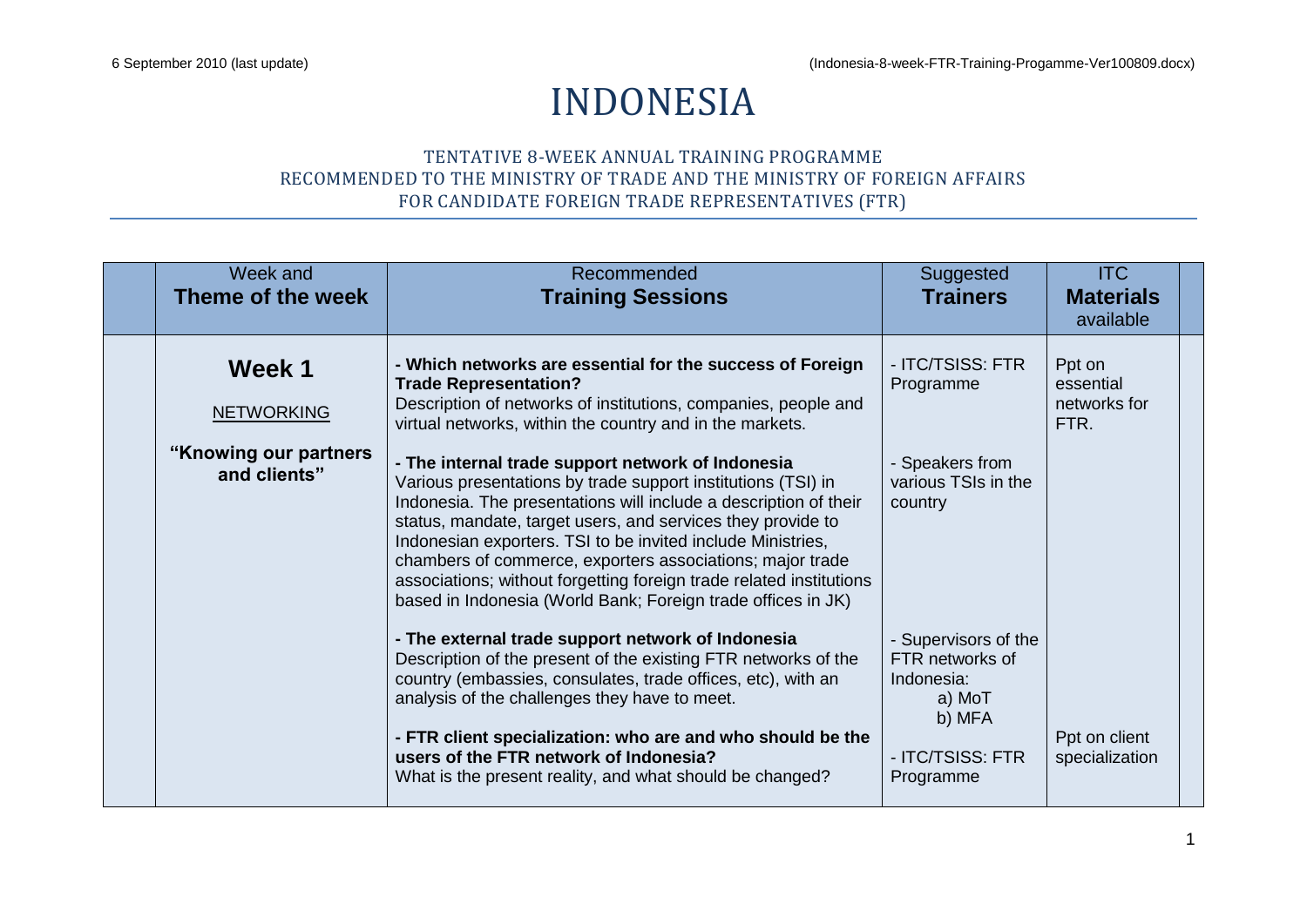# INDONESIA

## TENTATIVE 8-WEEK ANNUAL TRAINING PROGRAMME RECOMMENDED TO THE MINISTRY OF TRADE AND THE MINISTRY OF FOREIGN AFFAIRS FOR CANDIDATE FOREIGN TRADE REPRESENTATIVES (FTR)

| Week and **Theme of the week** | Recommended **Training Sessions** | Suggested **Trainers** | ITC **Materials** available |
|---|---|---|---|
| **Week 1**<br><br>NETWORKING<br><br>**"Knowing our partners and clients"** | **- Which networks are essential for the success of Foreign Trade Representation?**<br>Description of networks of institutions, companies, people and virtual networks, within the country and in the markets.<br><br>**- The internal trade support network of Indonesia**<br>Various presentations by trade support institutions (TSI) in Indonesia. The presentations will include a description of their status, mandate, target users, and services they provide to Indonesian exporters. TSI to be invited include Ministries, chambers of commerce, exporters associations; major trade associations; without forgetting foreign trade related institutions based in Indonesia (World Bank; Foreign trade offices in JK)<br><br>**- The external trade support network of Indonesia**<br>Description of the present of the existing FTR networks of the country (embassies, consulates, trade offices, etc), with an analysis of the challenges they have to meet.<br><br>**- FTR client specialization: who are and who should be the users of the FTR network of Indonesia?**<br>What is the present reality, and what should be changed? | - ITC/TSISS: FTR Programme<br><br>- Speakers from various TSIs in the country<br><br>- Supervisors of the FTR networks of Indonesia:<br>a) MoT<br>b) MFA<br><br>- ITC/TSISS: FTR Programme | Ppt on essential networks for FTR.<br><br>Ppt on client specialization |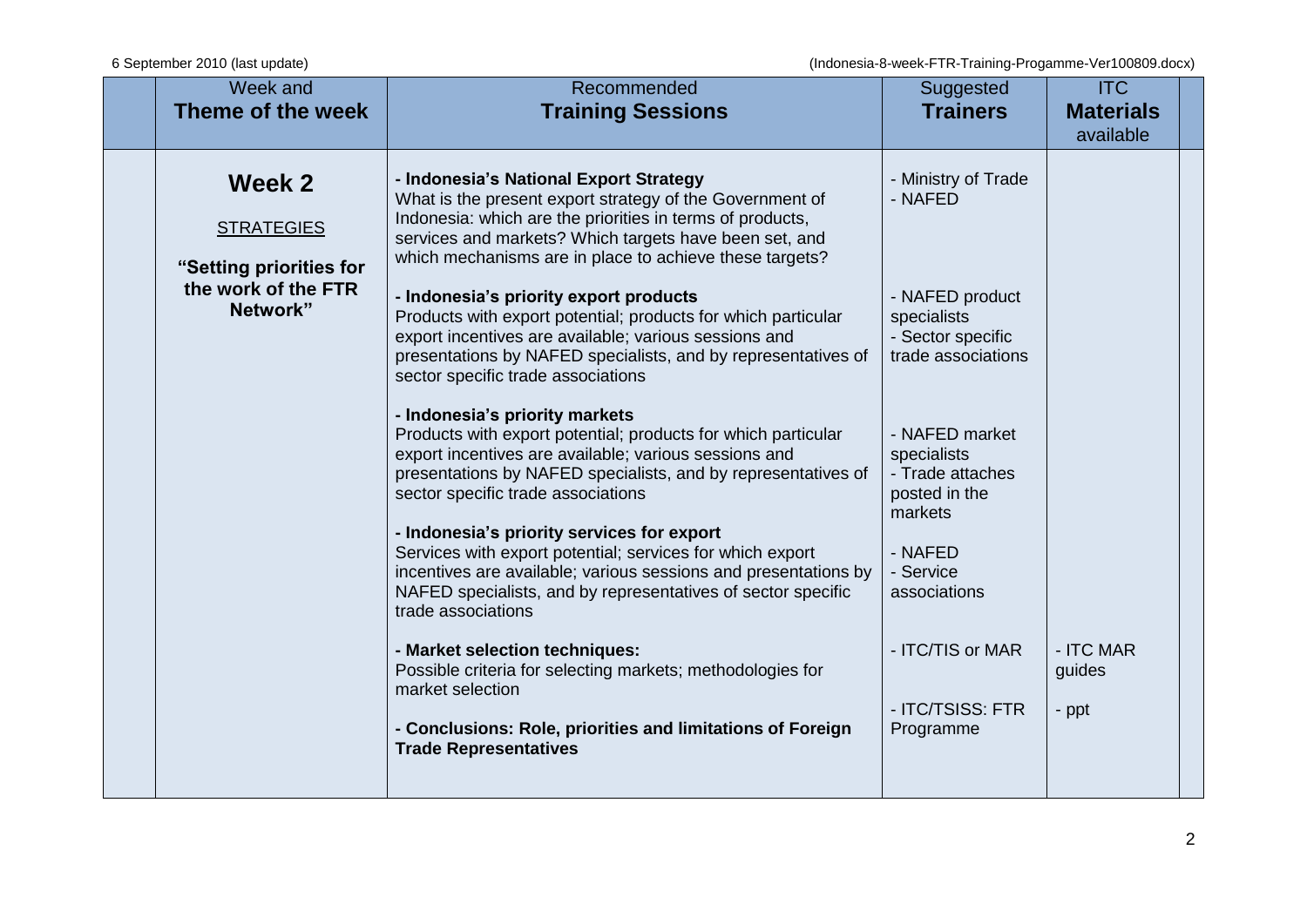| Week and **Theme of the week** | Recommended **Training Sessions** | Suggested **Trainers** | ITC **Materials** available |
|---|---|---|---|
| **Week 2**<br><br>STRATEGIES<br><br>**"Setting priorities for the work of the FTR Network"** | **- Indonesia's National Export Strategy**<br>What is the present export strategy of the Government of Indonesia: which are the priorities in terms of products, services and markets? Which targets have been set, and which mechanisms are in place to achieve these targets?<br><br>**- Indonesia's priority export products**<br>Products with export potential; products for which particular export incentives are available; various sessions and presentations by NAFED specialists, and by representatives of sector specific trade associations<br><br>**- Indonesia's priority markets**<br>Products with export potential; products for which particular export incentives are available; various sessions and presentations by NAFED specialists, and by representatives of sector specific trade associations<br><br>**- Indonesia's priority services for export**<br>Services with export potential; services for which export incentives are available; various sessions and presentations by NAFED specialists, and by representatives of sector specific trade associations<br><br>**- Market selection techniques:**<br>Possible criteria for selecting markets; methodologies for market selection<br><br>**- Conclusions: Role, priorities and limitations of Foreign Trade Representatives** | - Ministry of Trade<br>- NAFED<br><br>- NAFED product specialists<br>- Sector specific trade associations<br><br>- NAFED market specialists<br>- Trade attaches posted in the markets<br><br>- NAFED<br>- Service associations<br><br>- ITC/TIS or MAR<br><br>- ITC/TSISS: FTR Programme | <br><br><br><br><br><br><br><br>- ITC MAR guides<br><br>- ppt |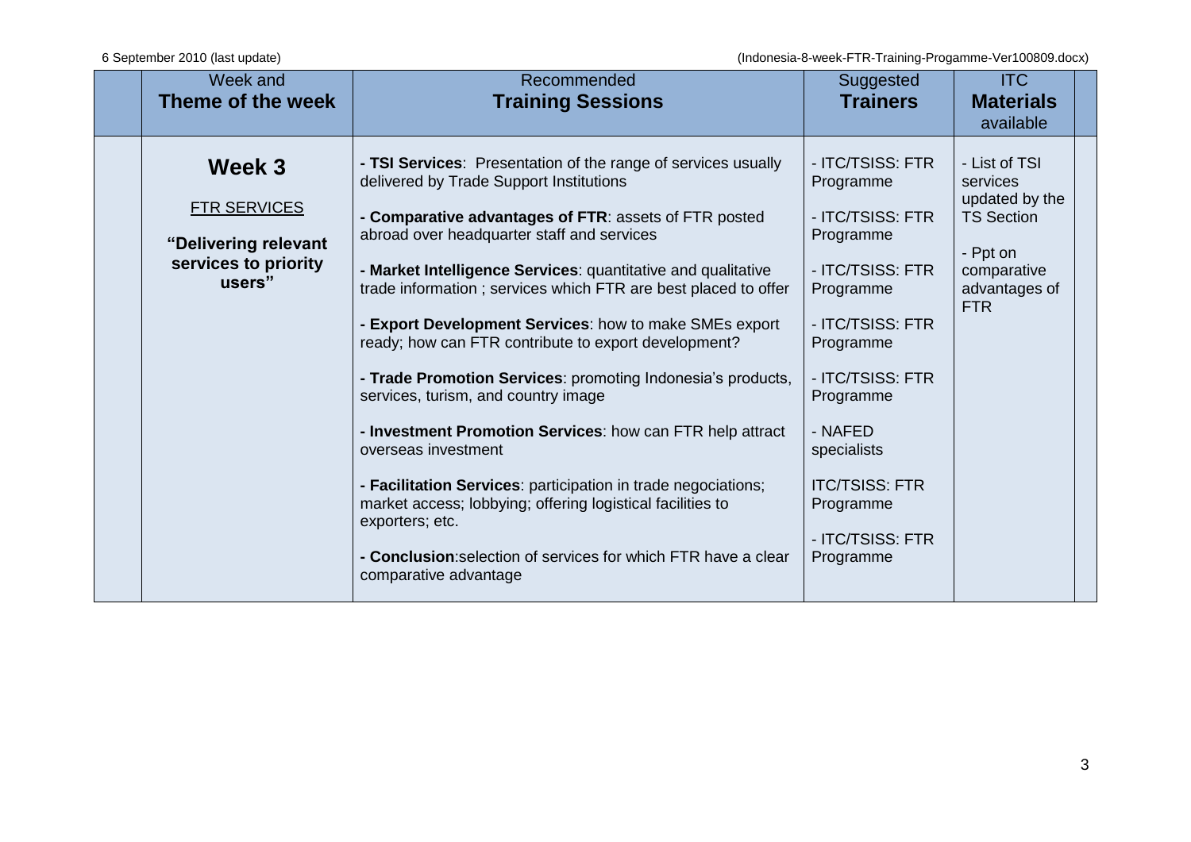| Week and **Theme of the week** | Recommended **Training Sessions** | Suggested **Trainers** | ITC **Materials** available |
|---|---|---|---|
| **Week 3**<br><br>FTR SERVICES<br><br>**"Delivering relevant services to priority users"** | - **TSI Services**: Presentation of the range of services usually delivered by Trade Support Institutions<br><br>- **Comparative advantages of FTR**: assets of FTR posted abroad over headquarter staff and services<br><br>- **Market Intelligence Services**: quantitative and qualitative trade information ; services which FTR are best placed to offer<br><br>- **Export Development Services**: how to make SMEs export ready; how can FTR contribute to export development?<br><br>- **Trade Promotion Services**: promoting Indonesia's products, services, turism, and country image<br><br>- **Investment Promotion Services**: how can FTR help attract overseas investment<br><br>- **Facilitation Services**: participation in trade negociations; market access; lobbying; offering logistical facilities to exporters; etc.<br><br>- **Conclusion**:selection of services for which FTR have a clear comparative advantage | - ITC/TSISS: FTR Programme<br><br>- ITC/TSISS: FTR Programme<br><br>- ITC/TSISS: FTR Programme<br><br>- ITC/TSISS: FTR Programme<br><br>- ITC/TSISS: FTR Programme<br><br>- NAFED specialists<br><br>ITC/TSISS: FTR Programme<br><br>- ITC/TSISS: FTR Programme | - List of TSI services updated by the TS Section<br><br>- Ppt on comparative advantages of FTR |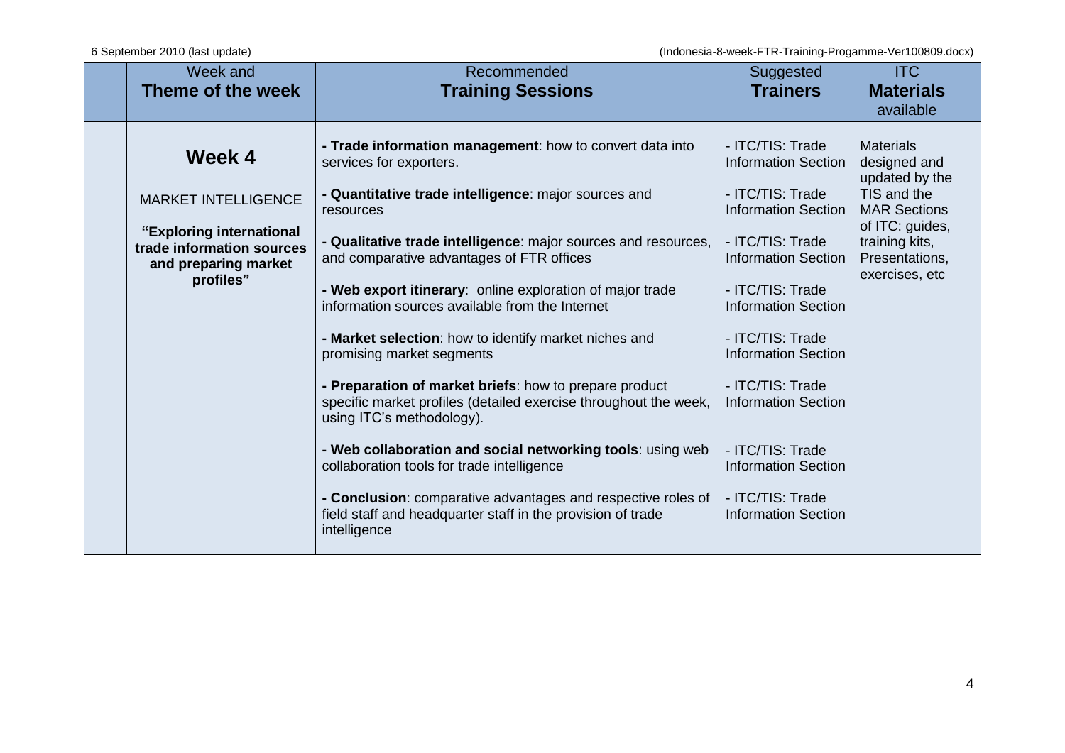| Week and **Theme of the week** | Recommended **Training Sessions** | Suggested **Trainers** | ITC **Materials** available |
|---|---|---|---|
| **Week 4**<br><br>MARKET INTELLIGENCE<br><br>**"Exploring international trade information sources and preparing market profiles"** | - **Trade information management**: how to convert data into services for exporters.<br><br>- **Quantitative trade intelligence**: major sources and resources<br><br>- **Qualitative trade intelligence**: major sources and resources, and comparative advantages of FTR offices<br><br>- **Web export itinerary**: online exploration of major trade information sources available from the Internet<br><br>- **Market selection**: how to identify market niches and promising market segments<br><br>- **Preparation of market briefs**: how to prepare product specific market profiles (detailed exercise throughout the week, using ITC's methodology).<br><br>- **Web collaboration and social networking tools**: using web collaboration tools for trade intelligence<br><br>- **Conclusion**: comparative advantages and respective roles of field staff and headquarter staff in the provision of trade intelligence | - ITC/TIS: Trade Information Section<br><br>- ITC/TIS: Trade Information Section<br><br>- ITC/TIS: Trade Information Section<br><br>- ITC/TIS: Trade Information Section<br><br>- ITC/TIS: Trade Information Section<br><br>- ITC/TIS: Trade Information Section<br><br>- ITC/TIS: Trade Information Section<br><br>- ITC/TIS: Trade Information Section | Materials designed and updated by the TIS and the MAR Sections of ITC: guides, training kits, Presentations, exercises, etc |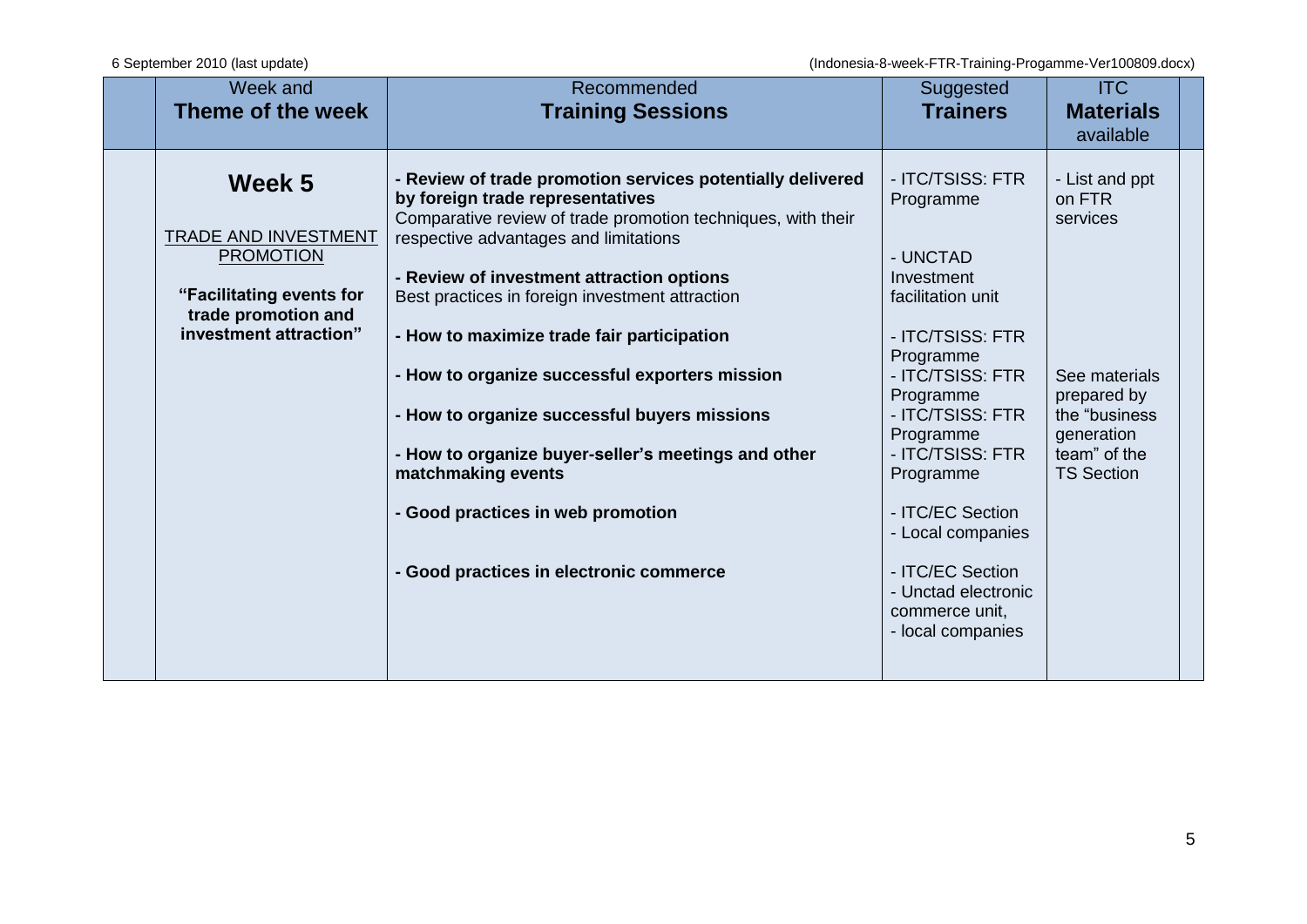| Week and **Theme of the week** | Recommended **Training Sessions** | Suggested **Trainers** | ITC **Materials** available |
|---|---|---|---|
| **Week 5**<br><br>TRADE AND INVESTMENT PROMOTION<br><br>**"Facilitating events for trade promotion and investment attraction"** | **- Review of trade promotion services potentially delivered by foreign trade representatives**<br>Comparative review of trade promotion techniques, with their respective advantages and limitations<br><br>**- Review of investment attraction options**<br>Best practices in foreign investment attraction<br><br>**- How to maximize trade fair participation**<br><br>**- How to organize successful exporters mission**<br><br>**- How to organize successful buyers missions**<br><br>**- How to organize buyer-seller's meetings and other matchmaking events**<br><br>**- Good practices in web promotion**<br><br>**- Good practices in electronic commerce** | - ITC/TSISS: FTR Programme<br><br>- UNCTAD Investment facilitation unit<br><br>- ITC/TSISS: FTR Programme<br>- ITC/TSISS: FTR Programme<br>- ITC/TSISS: FTR Programme<br>- ITC/TSISS: FTR Programme<br><br>- ITC/EC Section<br>- Local companies<br><br>- ITC/EC Section<br>- Unctad electronic commerce unit,<br>- local companies | - List and ppt on FTR services<br><br>See materials prepared by the "business generation team" of the TS Section |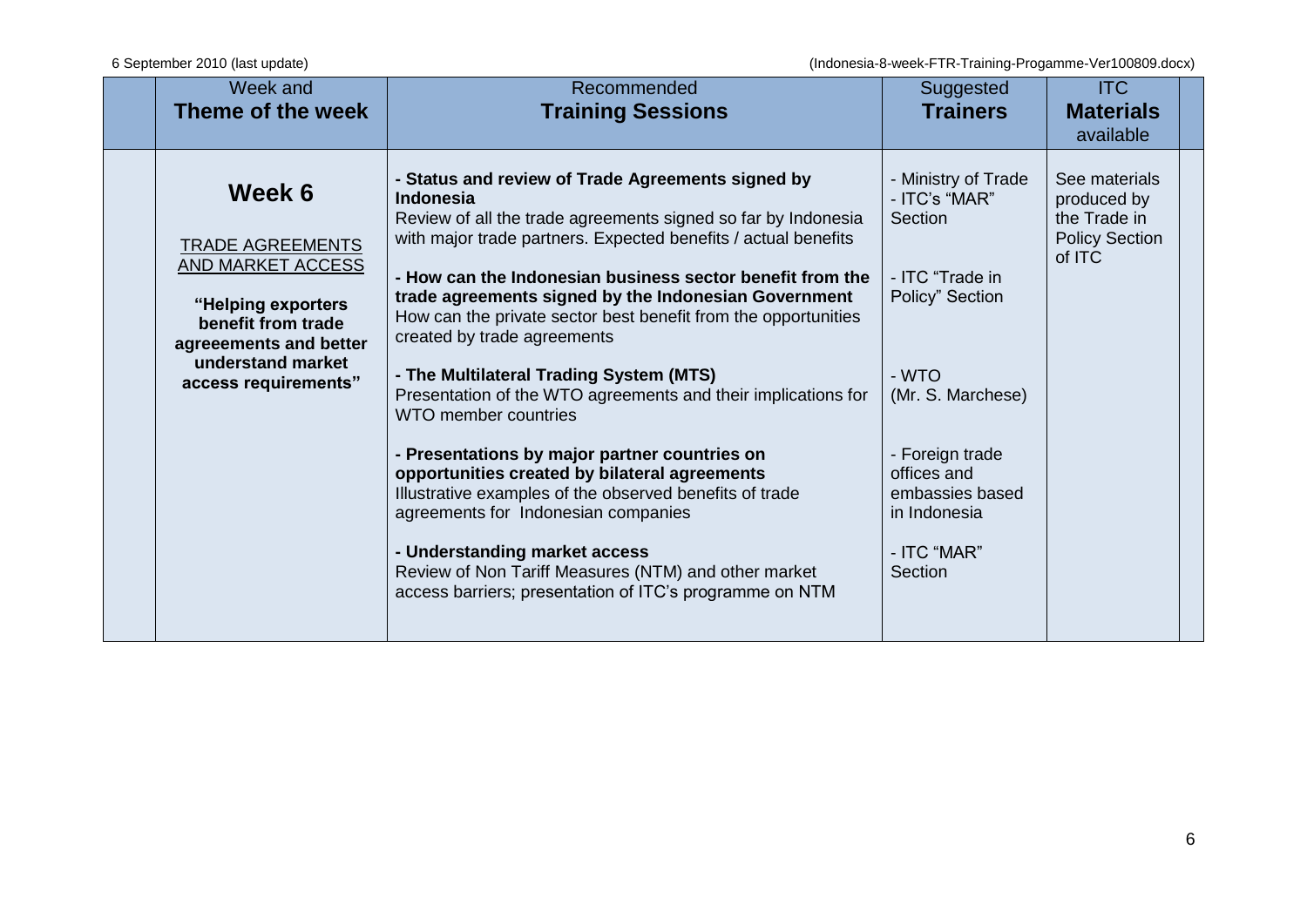| Week and **Theme of the week** | Recommended **Training Sessions** | Suggested **Trainers** | ITC **Materials** available |
|---|---|---|---|
| **Week 6**<br><br>TRADE AGREEMENTS AND MARKET ACCESS<br><br>**"Helping exporters benefit from trade agreeements and better understand market access requirements"** | **- Status and review of Trade Agreements signed by Indonesia**<br>Review of all the trade agreements signed so far by Indonesia with major trade partners. Expected benefits / actual benefits<br><br>**- How can the Indonesian business sector benefit from the trade agreements signed by the Indonesian Government**<br>How can the private sector best benefit from the opportunities created by trade agreements<br><br>**- The Multilateral Trading System (MTS)**<br>Presentation of the WTO agreements and their implications for WTO member countries<br><br>**- Presentations by major partner countries on opportunities created by bilateral agreements**<br>Illustrative examples of the observed benefits of trade agreements for Indonesian companies<br><br>**- Understanding market access**<br>Review of Non Tariff Measures (NTM) and other market access barriers; presentation of ITC's programme on NTM | - Ministry of Trade<br>- ITC's "MAR" Section<br><br>- ITC "Trade in Policy" Section<br><br>- WTO (Mr. S. Marchese)<br><br>- Foreign trade offices and embassies based in Indonesia<br><br>- ITC "MAR" Section | See materials produced by the Trade in Policy Section of ITC |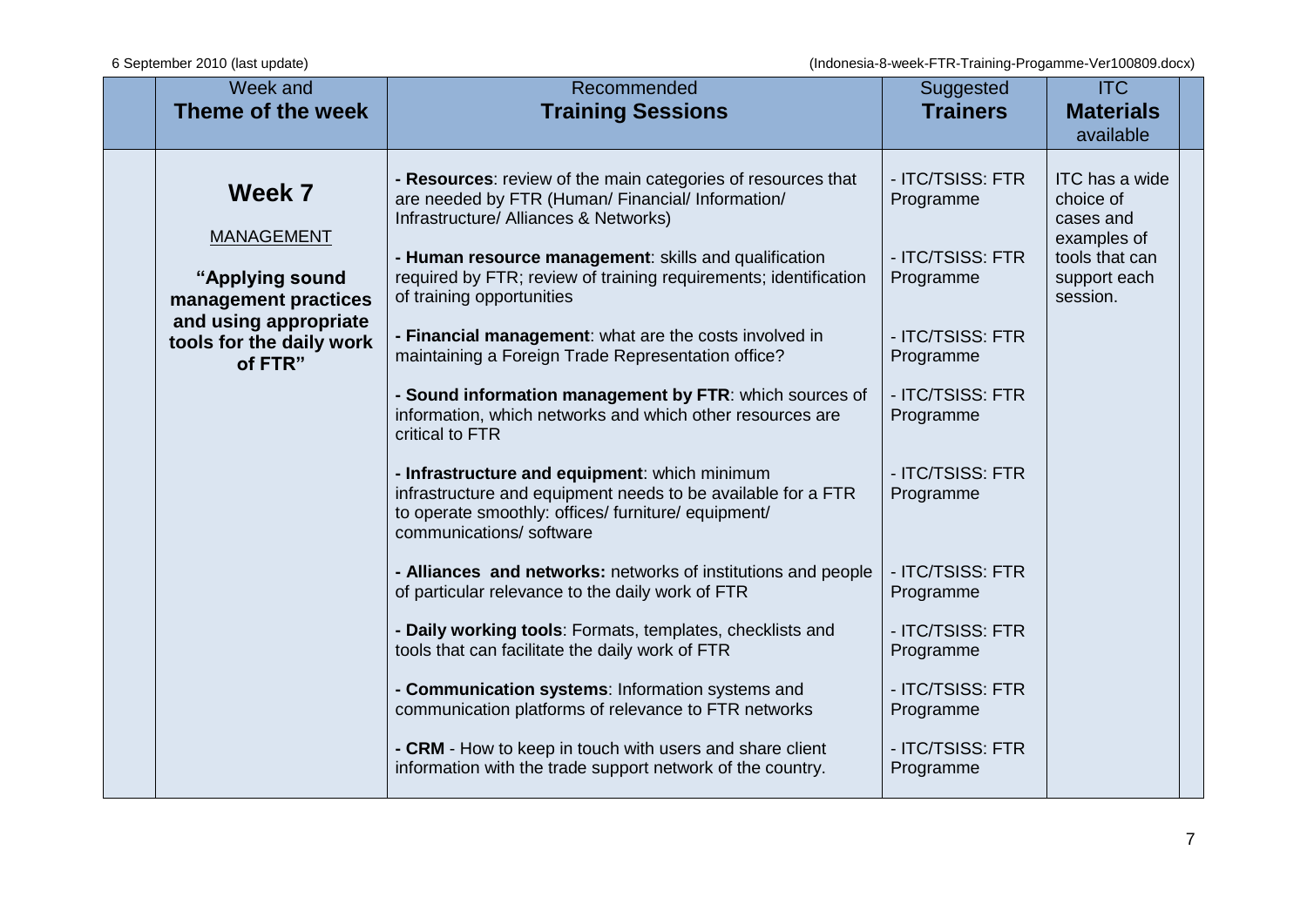| Week and **Theme of the week** | Recommended **Training Sessions** | Suggested **Trainers** | ITC **Materials** available |
|---|---|---|---|
| **Week 7**<br><br>MANAGEMENT<br><br>**"Applying sound management practices and using appropriate tools for the daily work of FTR"** | - **Resources**: review of the main categories of resources that are needed by FTR (Human/ Financial/ Information/ Infrastructure/ Alliances & Networks) | - ITC/TSISS: FTR Programme | ITC has a wide choice of cases and examples of tools that can support each session. |
| | - **Human resource management**: skills and qualification required by FTR; review of training requirements; identification of training opportunities | - ITC/TSISS: FTR Programme | |
| | - **Financial management**: what are the costs involved in maintaining a Foreign Trade Representation office? | - ITC/TSISS: FTR Programme | |
| | - **Sound information management by FTR**: which sources of information, which networks and which other resources are critical to FTR | - ITC/TSISS: FTR Programme | |
| | - **Infrastructure and equipment**: which minimum infrastructure and equipment needs to be available for a FTR to operate smoothly: offices/ furniture/ equipment/ communications/ software | - ITC/TSISS: FTR Programme | |
| | - **Alliances and networks:** networks of institutions and people of particular relevance to the daily work of FTR | - ITC/TSISS: FTR Programme | |
| | - **Daily working tools**: Formats, templates, checklists and tools that can facilitate the daily work of FTR | - ITC/TSISS: FTR Programme | |
| | - **Communication systems**: Information systems and communication platforms of relevance to FTR networks | - ITC/TSISS: FTR Programme | |
| | - **CRM** - How to keep in touch with users and share client information with the trade support network of the country. | - ITC/TSISS: FTR Programme | |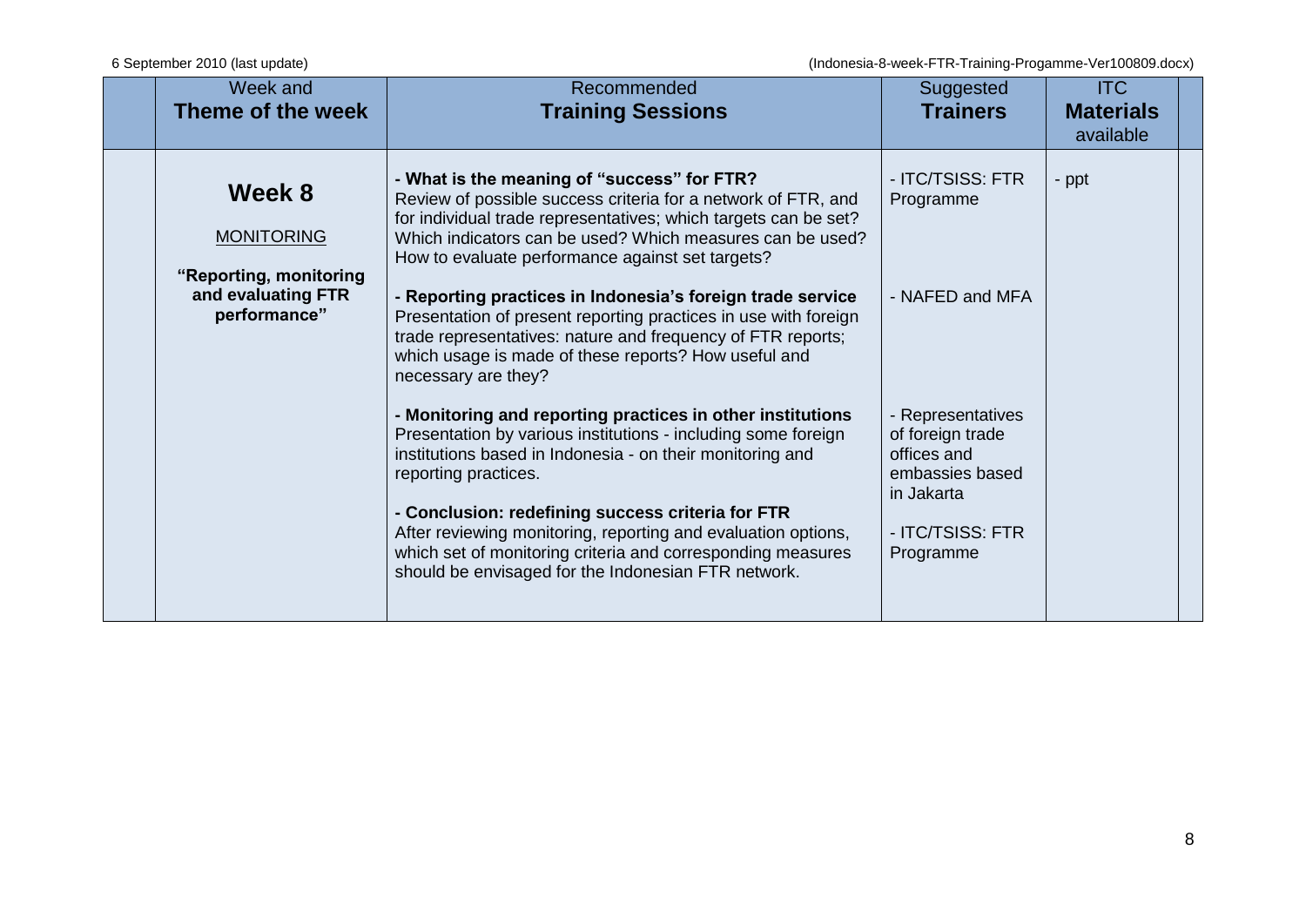| Week and Theme of the week | Recommended Training Sessions | Suggested Trainers | ITC Materials available |
|---|---|---|---|
| **Week 8**<br><br>MONITORING<br><br>**"Reporting, monitoring and evaluating FTR performance"** | **- What is the meaning of "success" for FTR?**<br>Review of possible success criteria for a network of FTR, and for individual trade representatives; which targets can be set? Which indicators can be used? Which measures can be used? How to evaluate performance against set targets?<br><br>**- Reporting practices in Indonesia's foreign trade service**<br>Presentation of present reporting practices in use with foreign trade representatives: nature and frequency of FTR reports; which usage is made of these reports? How useful and necessary are they?<br><br>**- Monitoring and reporting practices in other institutions**<br>Presentation by various institutions - including some foreign institutions based in Indonesia - on their monitoring and reporting practices.<br><br>**- Conclusion: redefining success criteria for FTR**<br>After reviewing monitoring, reporting and evaluation options, which set of monitoring criteria and corresponding measures should be envisaged for the Indonesian FTR network. | - ITC/TSISS: FTR Programme<br><br>- NAFED and MFA<br><br>- Representatives of foreign trade offices and embassies based in Jakarta<br><br>- ITC/TSISS: FTR Programme | - ppt |